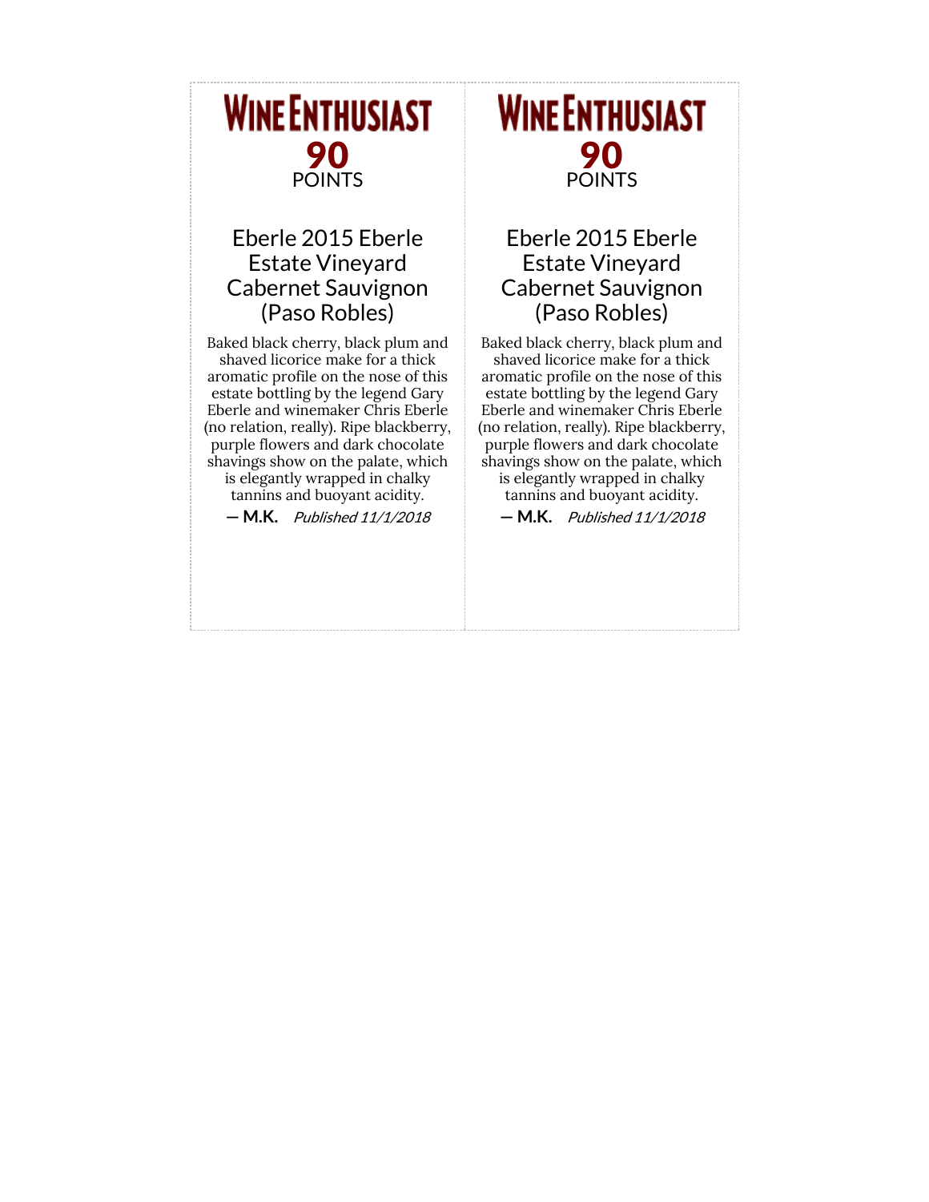**WINE ENTHUSIAST**

**90**
POINTS

## Eberle 2015 Eberle Estate Vineyard Cabernet Sauvignon (Paso Robles)

Baked black cherry, black plum and shaved licorice make for a thick aromatic profile on the nose of this estate bottling by the legend Gary Eberle and winemaker Chris Eberle (no relation, really). Ripe blackberry, purple flowers and dark chocolate shavings show on the palate, which is elegantly wrapped in chalky tannins and buoyant acidity.

**— M.K.** *Published 11/1/2018*

---

**WINE ENTHUSIAST**

**90**
POINTS

## Eberle 2015 Eberle Estate Vineyard Cabernet Sauvignon (Paso Robles)

Baked black cherry, black plum and shaved licorice make for a thick aromatic profile on the nose of this estate bottling by the legend Gary Eberle and winemaker Chris Eberle (no relation, really). Ripe blackberry, purple flowers and dark chocolate shavings show on the palate, which is elegantly wrapped in chalky tannins and buoyant acidity.

**— M.K.** *Published 11/1/2018*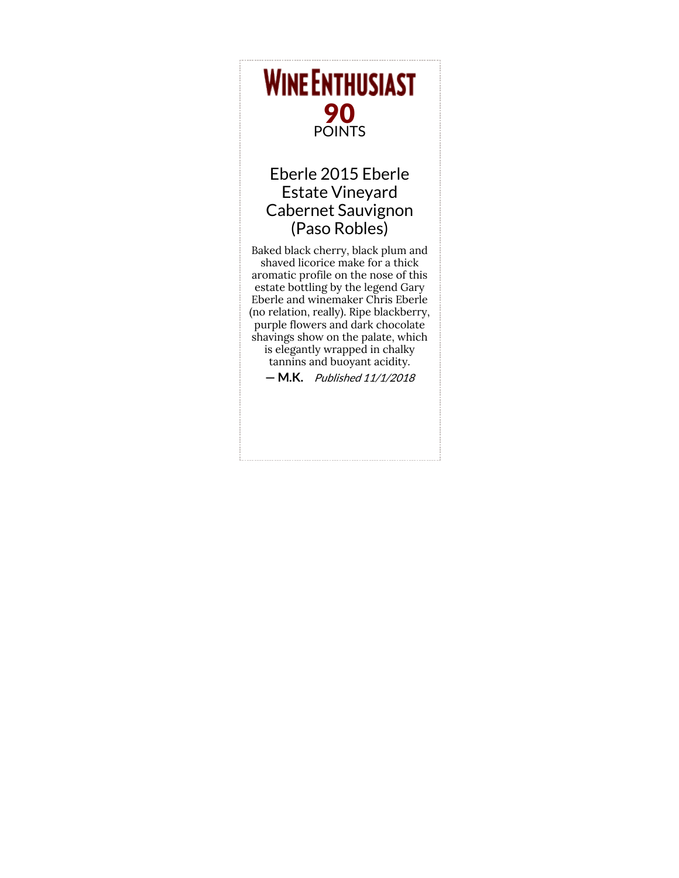# WINE ENTHUSIAST

**90**
POINTS

## Eberle 2015 Eberle Estate Vineyard Cabernet Sauvignon (Paso Robles)

Baked black cherry, black plum and shaved licorice make for a thick aromatic profile on the nose of this estate bottling by the legend Gary Eberle and winemaker Chris Eberle (no relation, really). Ripe blackberry, purple flowers and dark chocolate shavings show on the palate, which is elegantly wrapped in chalky tannins and buoyant acidity.

**— M.K.** *Published 11/1/2018*